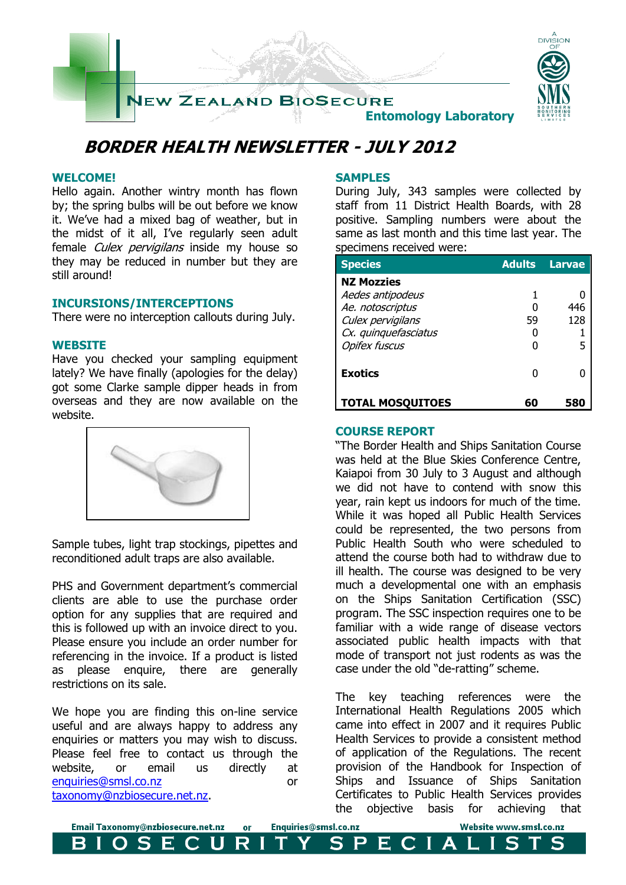NEW ZEALAND BIOSECURE

Entomology Laboratory

# BORDER HEALTH NEWSLETTER - JULY 2012

## WELCOME!

Hello again. Another wintry month has flown by; the spring bulbs will be out before we know it. We've had a mixed bag of weather, but in the midst of it all, I've regularly seen adult female *Culex pervigilans* inside my house so they may be reduced in number but they are still around!

## INCURSIONS/INTERCEPTIONS

There were no interception callouts during July.

## WEBSITE

Have you checked your sampling equipment lately? We have finally (apologies for the delay) got some Clarke sample dipper heads in from overseas and they are now available on the website.

Sample tubes, light trap stockings, pipettes and reconditioned adult traps are also available.

PHS and Government department's commercial clients are able to use the purchase order option for any supplies that are required and this is followed up with an invoice direct to you. Please ensure you include an order number for referencing in the invoice. If a product is listed as please enquire, there are generally restrictions on its sale.

We hope you are finding this on-line service useful and are always happy to address any enquiries or matters you may wish to discuss. Please feel free to contact us through the website, or email us directly at enquiries@smsl.co.nz or taxonomy@nzbiosecure.net.nz.

## SAMPLES

During July, 343 samples were collected by staff from 11 District Health Boards, with 28 positive. Sampling numbers were about the same as last month and this time last year. The specimens received were:

| Species | Adults | Larvae |
|---|---|---|
| **NZ Mozzies** | | |
| *Aedes antipodeus* | 1 | 0 |
| *Ae. notoscriptus* | 0 | 446 |
| *Culex pervigilans* | 59 | 128 |
| *Cx. quinquefasciatus* | 0 | 1 |
| *Opifex fuscus* | 0 | 5 |
| **Exotics** | 0 | 0 |
| **TOTAL MOSQUITOES** | **60** | **580** |

## COURSE REPORT

"The Border Health and Ships Sanitation Course was held at the Blue Skies Conference Centre, Kaiapoi from 30 July to 3 August and although we did not have to contend with snow this year, rain kept us indoors for much of the time. While it was hoped all Public Health Services could be represented, the two persons from Public Health South who were scheduled to attend the course both had to withdraw due to ill health. The course was designed to be very much a developmental one with an emphasis on the Ships Sanitation Certification (SSC) program. The SSC inspection requires one to be familiar with a wide range of disease vectors associated public health impacts with that mode of transport not just rodents as was the case under the old "de-ratting" scheme.

The key teaching references were the International Health Regulations 2005 which came into effect in 2007 and it requires Public Health Services to provide a consistent method of application of the Regulations. The recent provision of the Handbook for Inspection of Ships and Issuance of Ships Sanitation Certificates to Public Health Services provides the objective basis for achieving that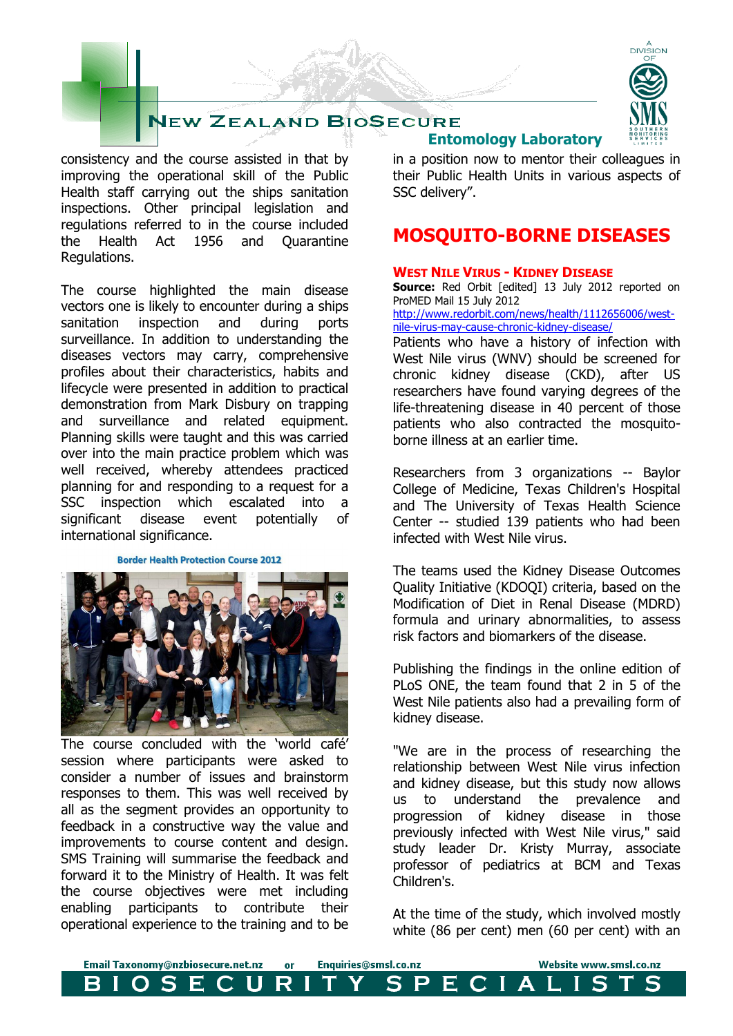consistency and the course assisted in that by improving the operational skill of the Public Health staff carrying out the ships sanitation inspections. Other principal legislation and regulations referred to in the course included the Health Act 1956 and Quarantine Regulations.

The course highlighted the main disease vectors one is likely to encounter during a ships sanitation inspection and during ports surveillance. In addition to understanding the diseases vectors may carry, comprehensive profiles about their characteristics, habits and lifecycle were presented in addition to practical demonstration from Mark Disbury on trapping and surveillance and related equipment. Planning skills were taught and this was carried over into the main practice problem which was well received, whereby attendees practiced planning for and responding to a request for a SSC inspection which escalated into a significant disease event potentially of international significance.

**Border Health Protection Course 2012**

The course concluded with the 'world café' session where participants were asked to consider a number of issues and brainstorm responses to them. This was well received by all as the segment provides an opportunity to feedback in a constructive way the value and improvements to course content and design. SMS Training will summarise the feedback and forward it to the Ministry of Health. It was felt the course objectives were met including enabling participants to contribute their operational experience to the training and to be in a position now to mentor their colleagues in their Public Health Units in various aspects of SSC delivery".

# MOSQUITO-BORNE DISEASES

## West Nile Virus - Kidney Disease

**Source:** Red Orbit [edited] 13 July 2012 reported on ProMED Mail 15 July 2012
http://www.redorbit.com/news/health/1112656006/west-nile-virus-may-cause-chronic-kidney-disease/

Patients who have a history of infection with West Nile virus (WNV) should be screened for chronic kidney disease (CKD), after US researchers have found varying degrees of the life-threatening disease in 40 percent of those patients who also contracted the mosquito-borne illness at an earlier time.

Researchers from 3 organizations -- Baylor College of Medicine, Texas Children's Hospital and The University of Texas Health Science Center -- studied 139 patients who had been infected with West Nile virus.

The teams used the Kidney Disease Outcomes Quality Initiative (KDOQI) criteria, based on the Modification of Diet in Renal Disease (MDRD) formula and urinary abnormalities, to assess risk factors and biomarkers of the disease.

Publishing the findings in the online edition of PLoS ONE, the team found that 2 in 5 of the West Nile patients also had a prevailing form of kidney disease.

"We are in the process of researching the relationship between West Nile virus infection and kidney disease, but this study now allows us to understand the prevalence and progression of kidney disease in those previously infected with West Nile virus," said study leader Dr. Kristy Murray, associate professor of pediatrics at BCM and Texas Children's.

At the time of the study, which involved mostly white (86 per cent) men (60 per cent) with an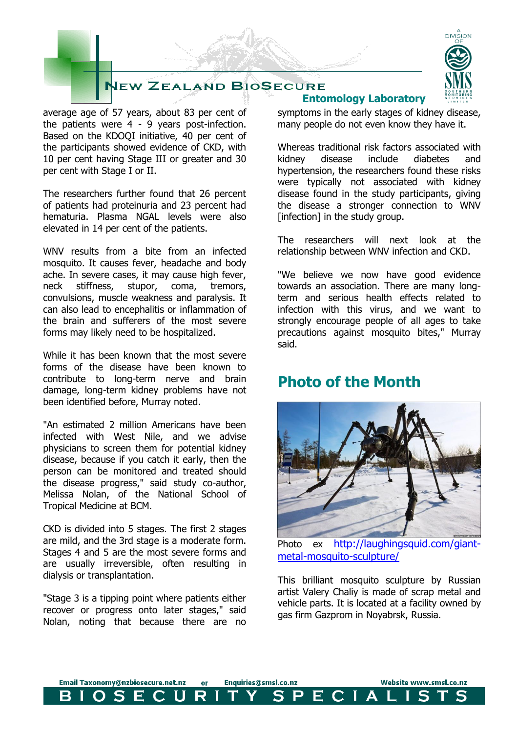average age of 57 years, about 83 per cent of the patients were 4 - 9 years post-infection. Based on the KDOQI initiative, 40 per cent of the participants showed evidence of CKD, with 10 per cent having Stage III or greater and 30 per cent with Stage I or II.

The researchers further found that 26 percent of patients had proteinuria and 23 percent had hematuria. Plasma NGAL levels were also elevated in 14 per cent of the patients.

WNV results from a bite from an infected mosquito. It causes fever, headache and body ache. In severe cases, it may cause high fever, neck stiffness, stupor, coma, tremors, convulsions, muscle weakness and paralysis. It can also lead to encephalitis or inflammation of the brain and sufferers of the most severe forms may likely need to be hospitalized.

While it has been known that the most severe forms of the disease have been known to contribute to long-term nerve and brain damage, long-term kidney problems have not been identified before, Murray noted.

"An estimated 2 million Americans have been infected with West Nile, and we advise physicians to screen them for potential kidney disease, because if you catch it early, then the person can be monitored and treated should the disease progress," said study co-author, Melissa Nolan, of the National School of Tropical Medicine at BCM.

CKD is divided into 5 stages. The first 2 stages are mild, and the 3rd stage is a moderate form. Stages 4 and 5 are the most severe forms and are usually irreversible, often resulting in dialysis or transplantation.

"Stage 3 is a tipping point where patients either recover or progress onto later stages," said Nolan, noting that because there are no symptoms in the early stages of kidney disease, many people do not even know they have it.

Whereas traditional risk factors associated with kidney disease include diabetes and hypertension, the researchers found these risks were typically not associated with kidney disease found in the study participants, giving the disease a stronger connection to WNV [infection] in the study group.

The researchers will next look at the relationship between WNV infection and CKD.

"We believe we now have good evidence towards an association. There are many long-term and serious health effects related to infection with this virus, and we want to strongly encourage people of all ages to take precautions against mosquito bites," Murray said.

## Photo of the Month

Photo ex http://laughingsquid.com/giant-metal-mosquito-sculpture/

This brilliant mosquito sculpture by Russian artist Valery Chaliy is made of scrap metal and vehicle parts. It is located at a facility owned by gas firm Gazprom in Noyabrsk, Russia.